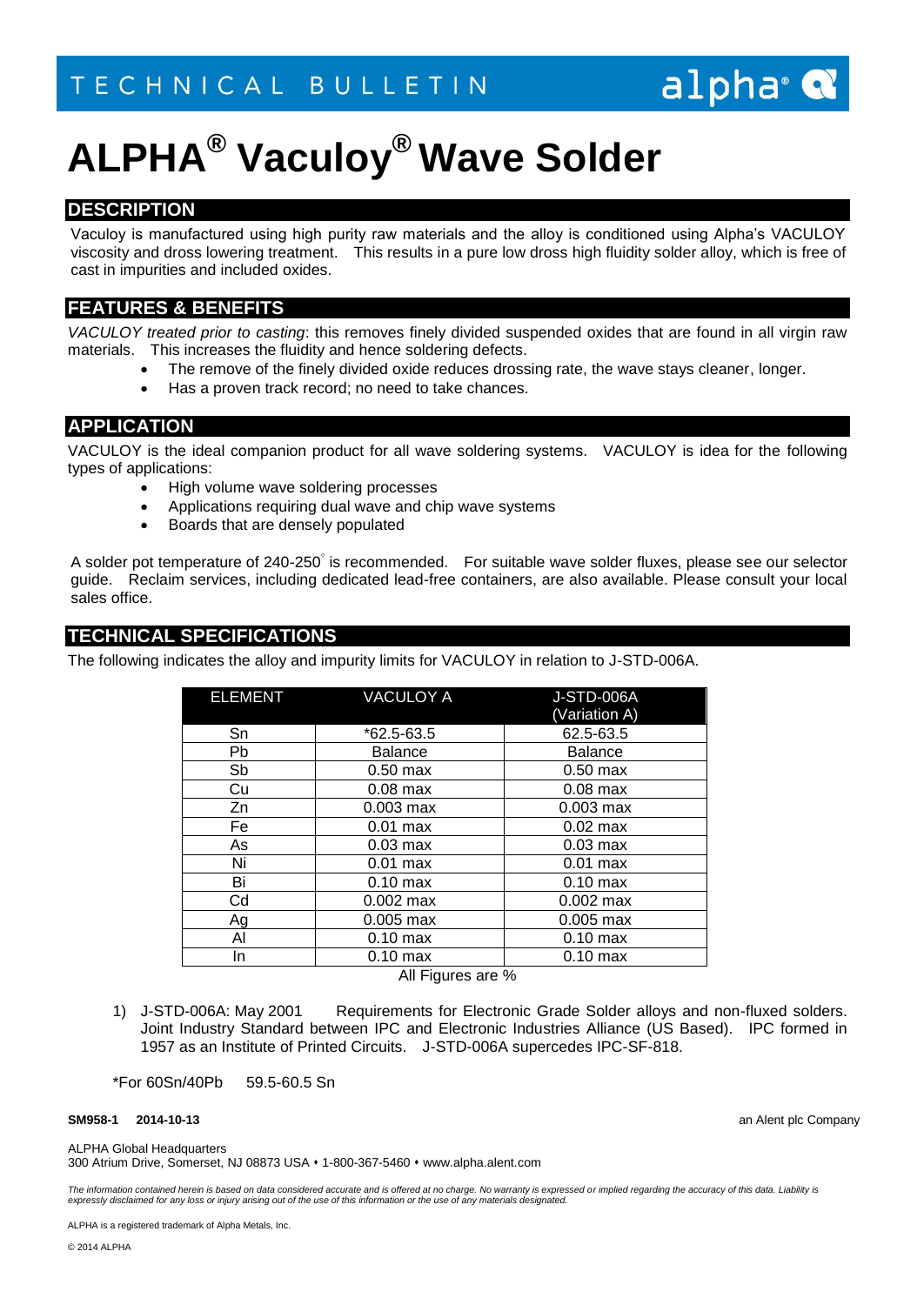TECHNICAL BULLETIN

# ALPHA® Vaculoy® Wave Solder

## DESCRIPTION

Vaculoy is manufactured using high purity raw materials and the alloy is conditioned using Alpha's VACULOY viscosity and dross lowering treatment. This results in a pure low dross high fluidity solder alloy, which is free of cast in impurities and included oxides.

## FEATURES & BENEFITS

*VACULOY treated prior to casting*: this removes finely divided suspended oxides that are found in all virgin raw materials. This increases the fluidity and hence soldering defects.

- The remove of the finely divided oxide reduces drossing rate, the wave stays cleaner, longer.
- Has a proven track record; no need to take chances.

## APPLICATION

VACULOY is the ideal companion product for all wave soldering systems. VACULOY is idea for the following types of applications:

- High volume wave soldering processes
- Applications requiring dual wave and chip wave systems
- Boards that are densely populated

A solder pot temperature of 240-250° is recommended. For suitable wave solder fluxes, please see our selector guide. Reclaim services, including dedicated lead-free containers, are also available. Please consult your local sales office.

## TECHNICAL SPECIFICATIONS

The following indicates the alloy and impurity limits for VACULOY in relation to J-STD-006A.

| ELEMENT | VACULOY A | J-STD-006A (Variation A) |
|---|---|---|
| Sn | *62.5-63.5 | 62.5-63.5 |
| Pb | Balance | Balance |
| Sb | 0.50 max | 0.50 max |
| Cu | 0.08 max | 0.08 max |
| Zn | 0.003 max | 0.003 max |
| Fe | 0.01 max | 0.02 max |
| As | 0.03 max | 0.03 max |
| Ni | 0.01 max | 0.01 max |
| Bi | 0.10 max | 0.10 max |
| Cd | 0.002 max | 0.002 max |
| Ag | 0.005 max | 0.005 max |
| Al | 0.10 max | 0.10 max |
| In | 0.10 max | 0.10 max |

All Figures are %

1) J-STD-006A: May 2001 Requirements for Electronic Grade Solder alloys and non-fluxed solders. Joint Industry Standard between IPC and Electronic Industries Alliance (US Based). IPC formed in 1957 as an Institute of Printed Circuits. J-STD-006A supercedes IPC-SF-818.

*For 60Sn/40Pb 59.5-60.5 Sn

**SM958-1 2014-10-13**

an Alent plc Company

ALPHA Global Headquarters
300 Atrium Drive, Somerset, NJ 08873 USA • 1-800-367-5460 • www.alpha.alent.com

*The information contained herein is based on data considered accurate and is offered at no charge. No warranty is expressed or implied regarding the accuracy of this data. Liability is expressly disclaimed for any loss or injury arising out of the use of this information or the use of any materials designated.*

ALPHA is a registered trademark of Alpha Metals, Inc.

© 2014 ALPHA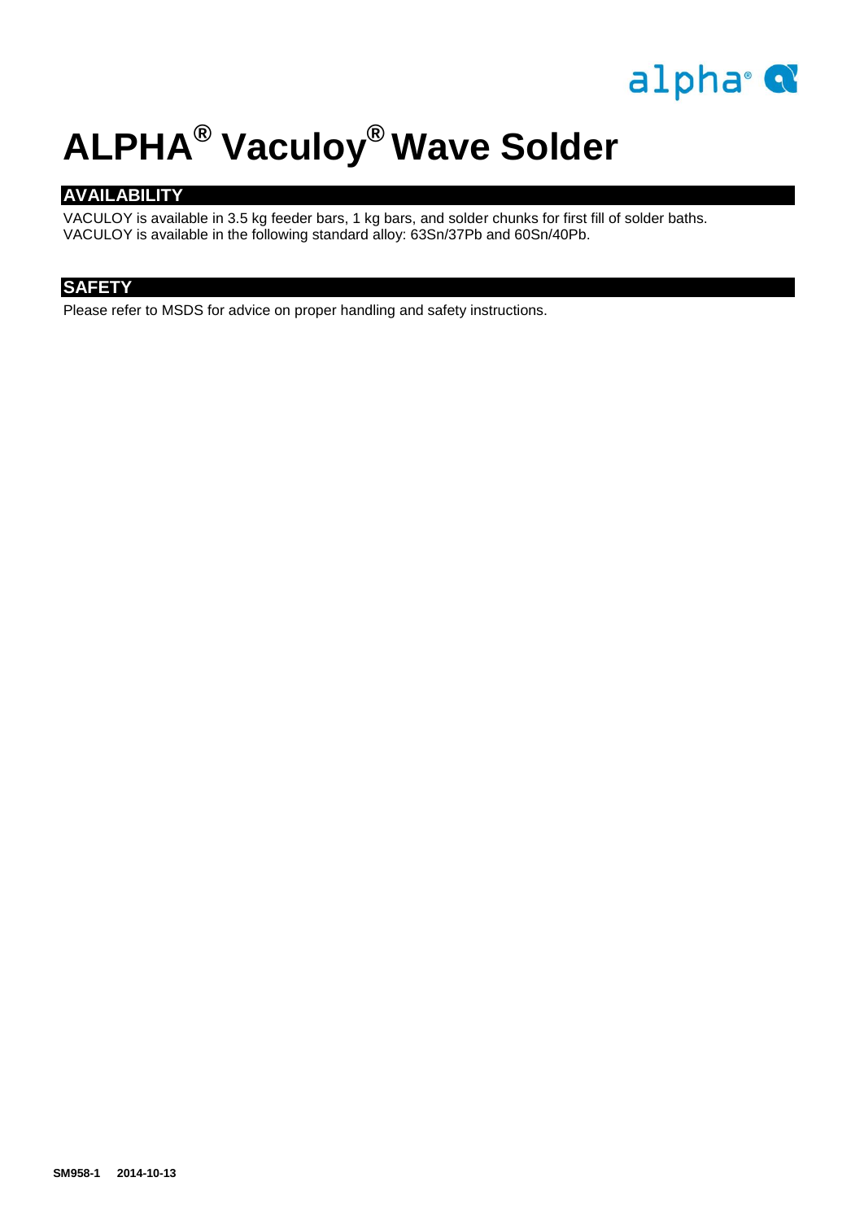# ALPHA® Vaculoy® Wave Solder

## AVAILABILITY

VACULOY is available in 3.5 kg feeder bars, 1 kg bars, and solder chunks for first fill of solder baths.
VACULOY is available in the following standard alloy: 63Sn/37Pb and 60Sn/40Pb.

## SAFETY

Please refer to MSDS for advice on proper handling and safety instructions.

**SM958-1 2014-10-13**